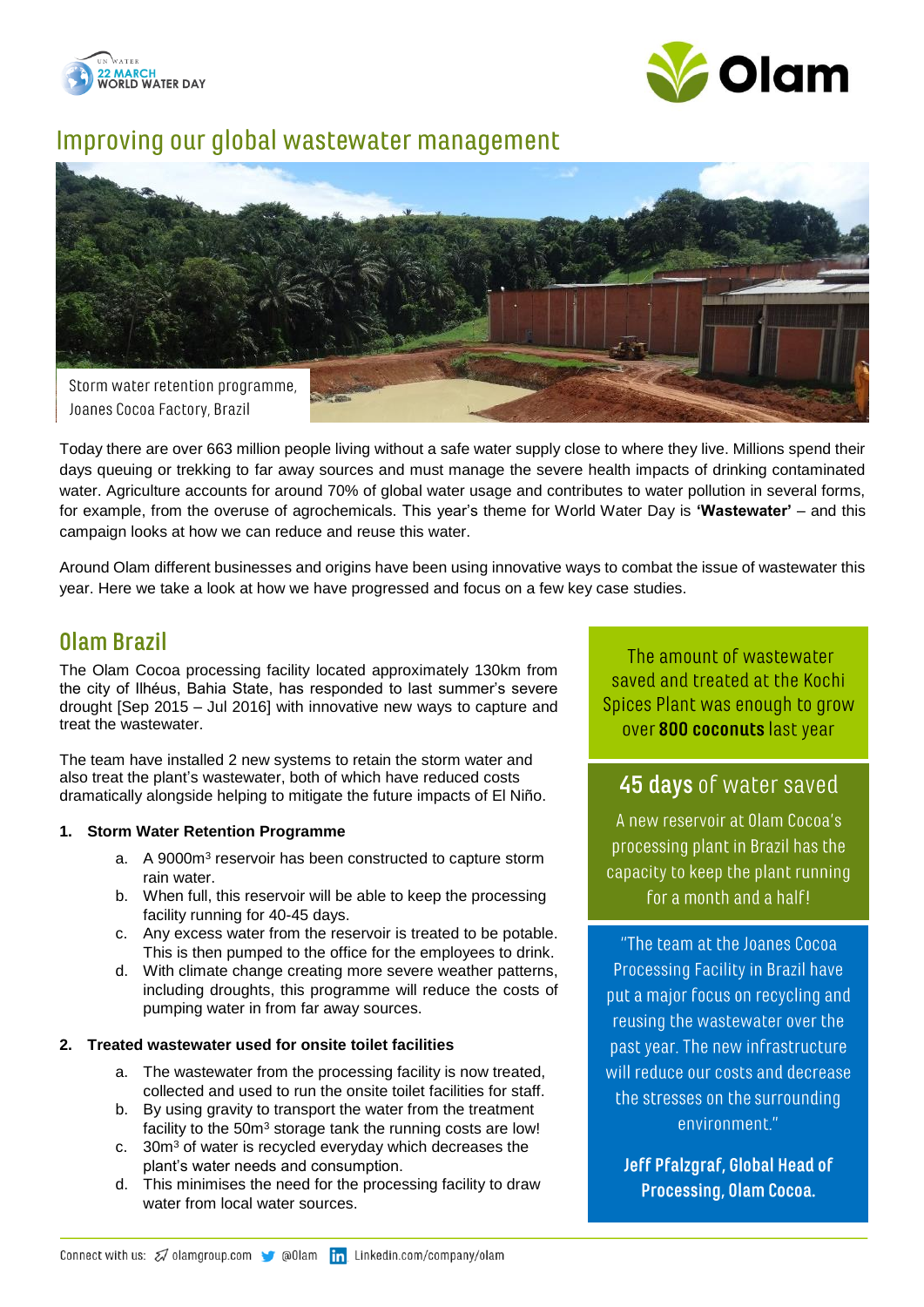# Improving our global wastewater management

Storm water retention programme, Joanes Cocoa Factory, Brazil

Today there are over 663 million people living without a safe water supply close to where they live. Millions spend their days queuing or trekking to far away sources and must manage the severe health impacts of drinking contaminated water. Agriculture accounts for around 70% of global water usage and contributes to water pollution in several forms, for example, from the overuse of agrochemicals. This year's theme for World Water Day is **'Wastewater'** – and this campaign looks at how we can reduce and reuse this water.

Around Olam different businesses and origins have been using innovative ways to combat the issue of wastewater this year. Here we take a look at how we have progressed and focus on a few key case studies.

## Olam Brazil

The Olam Cocoa processing facility located approximately 130km from the city of Ilhéus, Bahia State, has responded to last summer's severe drought [Sep 2015 – Jul 2016] with innovative new ways to capture and treat the wastewater.

The team have installed 2 new systems to retain the storm water and also treat the plant's wastewater, both of which have reduced costs dramatically alongside helping to mitigate the future impacts of El Niño.

1. **Storm Water Retention Programme**
   a. A 9000m$^3$ reservoir has been constructed to capture storm rain water.
   b. When full, this reservoir will be able to keep the processing facility running for 40-45 days.
   c. Any excess water from the reservoir is treated to be potable. This is then pumped to the office for the employees to drink.
   d. With climate change creating more severe weather patterns, including droughts, this programme will reduce the costs of pumping water in from far away sources.

2. **Treated wastewater used for onsite toilet facilities**
   a. The wastewater from the processing facility is now treated, collected and used to run the onsite toilet facilities for staff.
   b. By using gravity to transport the water from the treatment facility to the 50m$^3$ storage tank the running costs are low!
   c. 30m$^3$ of water is recycled everyday which decreases the plant's water needs and consumption.
   d. This minimises the need for the processing facility to draw water from local water sources.

The amount of wastewater saved and treated at the Kochi Spices Plant was enough to grow over **800 coconuts** last year

**45 days** of water saved

A new reservoir at Olam Cocoa's processing plant in Brazil has the capacity to keep the plant running for a month and a half!

"The team at the Joanes Cocoa Processing Facility in Brazil have put a major focus on recycling and reusing the wastewater over the past year. The new infrastructure will reduce our costs and decrease the stresses on the surrounding environment."

**Jeff Pfalzgraf, Global Head of Processing, Olam Cocoa.**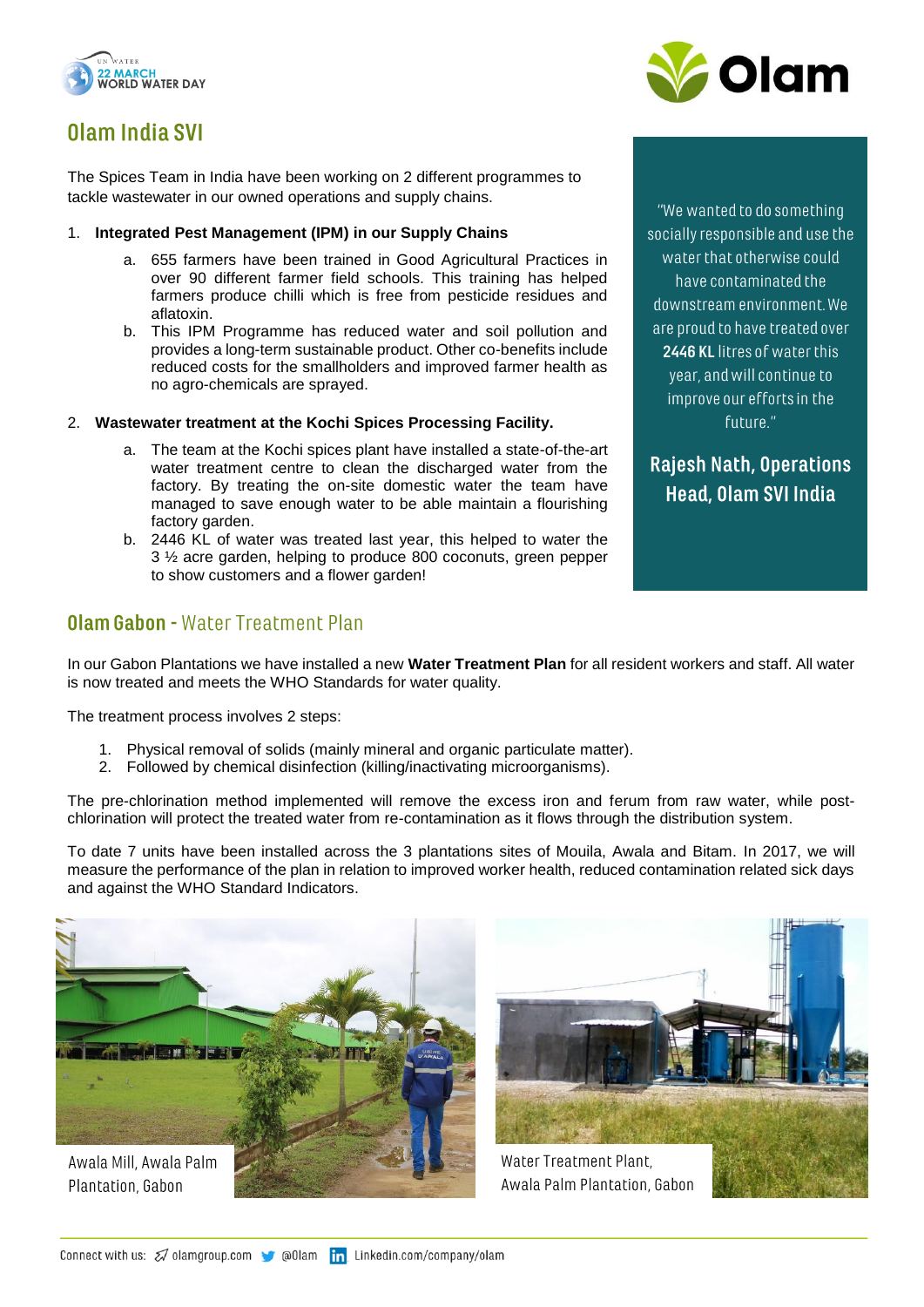## Olam India SVI

The Spices Team in India have been working on 2 different programmes to tackle wastewater in our owned operations and supply chains.

1. **Integrated Pest Management (IPM) in our Supply Chains**
   a. 655 farmers have been trained in Good Agricultural Practices in over 90 different farmer field schools. This training has helped farmers produce chilli which is free from pesticide residues and aflatoxin.
   b. This IPM Programme has reduced water and soil pollution and provides a long-term sustainable product. Other co-benefits include reduced costs for the smallholders and improved farmer health as no agro-chemicals are sprayed.

2. **Wastewater treatment at the Kochi Spices Processing Facility.**
   a. The team at the Kochi spices plant have installed a state-of-the-art water treatment centre to clean the discharged water from the factory. By treating the on-site domestic water the team have managed to save enough water to be able maintain a flourishing factory garden.
   b. 2446 KL of water was treated last year, this helped to water the 3 ½ acre garden, helping to produce 800 coconuts, green pepper to show customers and a flower garden!

"We wanted to do something socially responsible and use the water that otherwise could have contaminated the downstream environment. We are proud to have treated over **2446 KL** litres of water this year, and will continue to improve our efforts in the future."

**Rajesh Nath, Operations Head, Olam SVI India**

## Olam Gabon - Water Treatment Plan

In our Gabon Plantations we have installed a new **Water Treatment Plan** for all resident workers and staff. All water is now treated and meets the WHO Standards for water quality.

The treatment process involves 2 steps:

1. Physical removal of solids (mainly mineral and organic particulate matter).
2. Followed by chemical disinfection (killing/inactivating microorganisms).

The pre-chlorination method implemented will remove the excess iron and ferum from raw water, while post-chlorination will protect the treated water from re-contamination as it flows through the distribution system.

To date 7 units have been installed across the 3 plantations sites of Mouila, Awala and Bitam. In 2017, we will measure the performance of the plan in relation to improved worker health, reduced contamination related sick days and against the WHO Standard Indicators.

Awala Mill, Awala Palm Plantation, Gabon

Water Treatment Plant, Awala Palm Plantation, Gabon

Connect with us: olamgroup.com @Olam Linkedin.com/company/olam